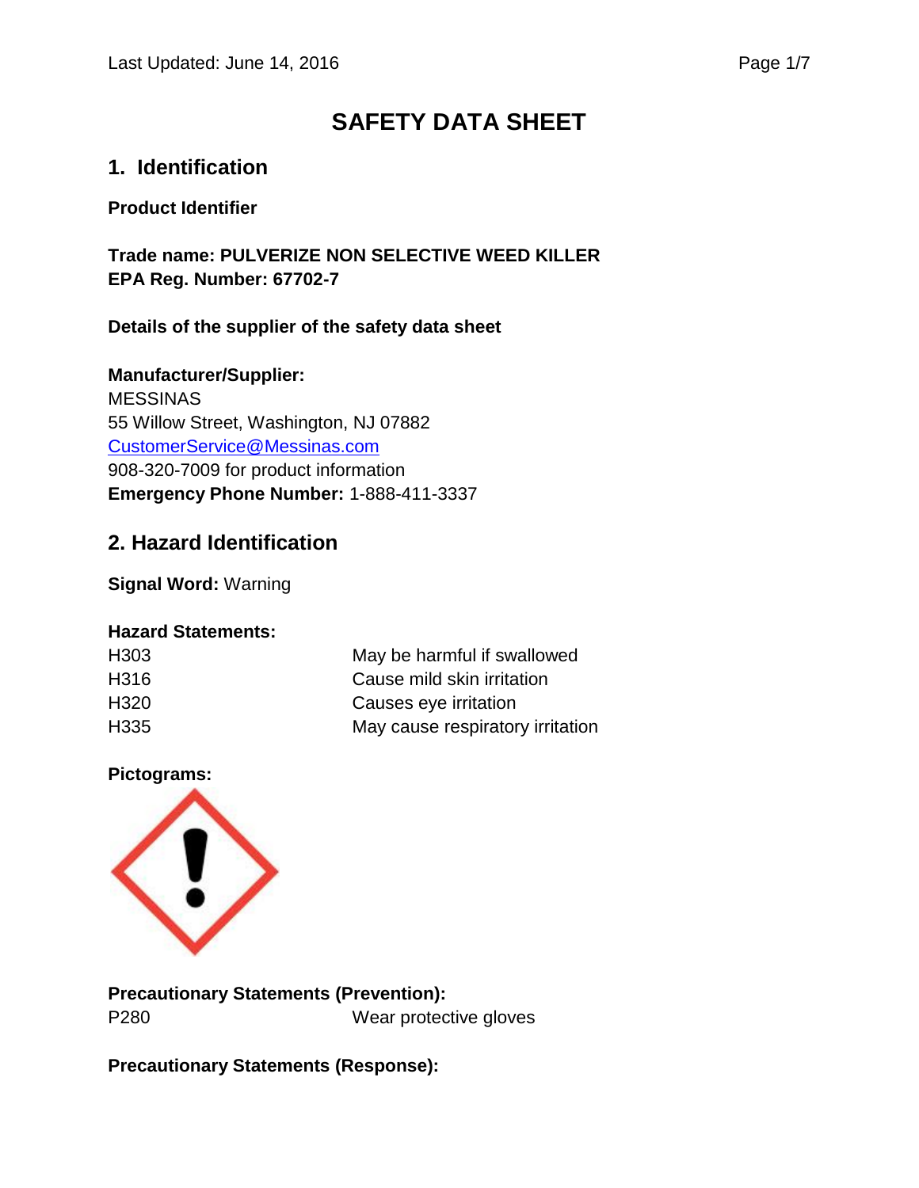# SAFETY DATA SHEET

## 1. Identification

**Product Identifier**

**Trade name: PULVERIZE NON SELECTIVE WEED KILLER**
**EPA Reg. Number: 67702-7**

**Details of the supplier of the safety data sheet**

**Manufacturer/Supplier:**
MESSINAS
55 Willow Street, Washington, NJ 07882
CustomerService@Messinas.com
908-320-7009 for product information
**Emergency Phone Number:** 1-888-411-3337

## 2. Hazard Identification

**Signal Word:** Warning

**Hazard Statements:**

| | |
|---|---|
| H303 | May be harmful if swallowed |
| H316 | Cause mild skin irritation |
| H320 | Causes eye irritation |
| H335 | May cause respiratory irritation |

**Pictograms:**

**Precautionary Statements (Prevention):**

| | |
|---|---|
| P280 | Wear protective gloves |

**Precautionary Statements (Response):**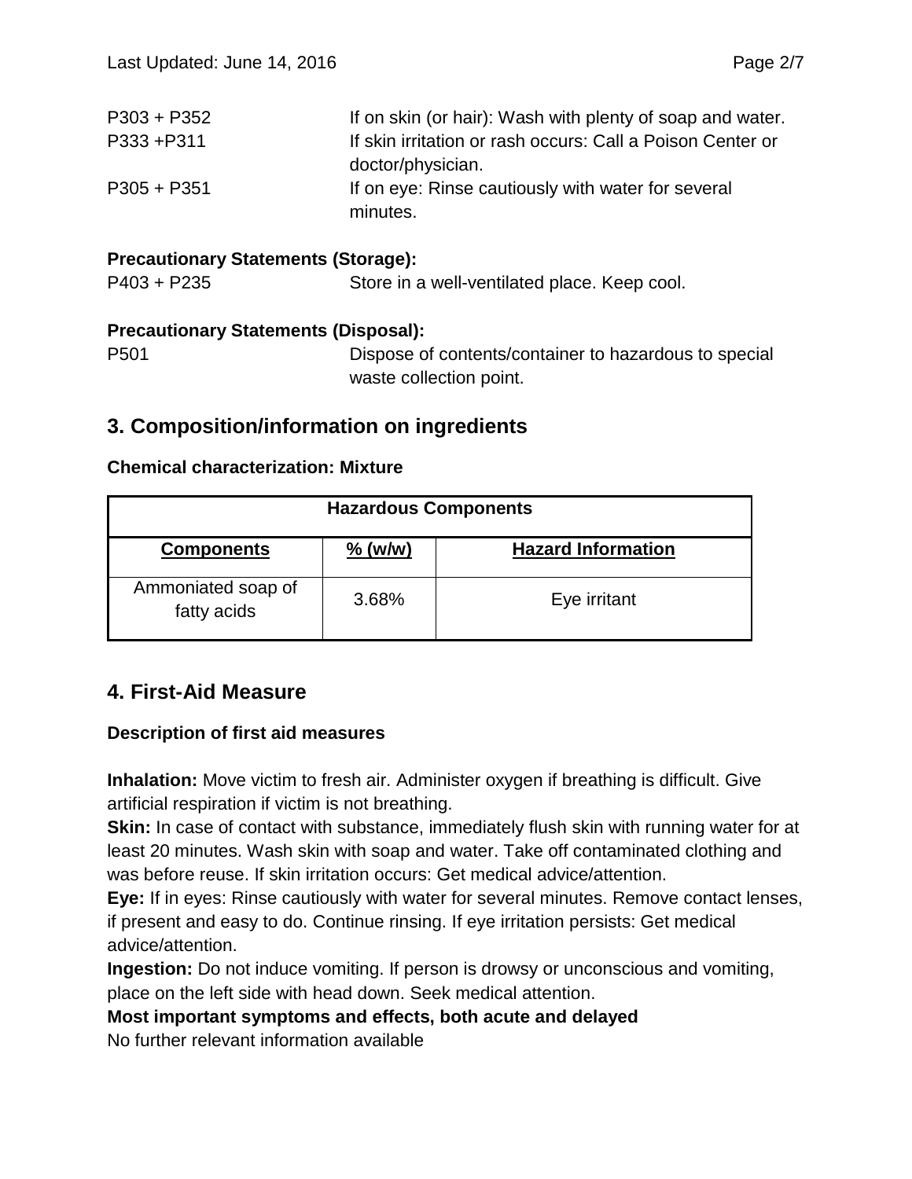| | |
|---|---|
| P303 + P352 | If on skin (or hair): Wash with plenty of soap and water. |
| P333 +P311 | If skin irritation or rash occurs: Call a Poison Center or doctor/physician. |
| P305 + P351 | If on eye: Rinse cautiously with water for several minutes. |

**Precautionary Statements (Storage):**

| | |
|---|---|
| P403 + P235 | Store in a well-ventilated place. Keep cool. |

**Precautionary Statements (Disposal):**

| | |
|---|---|
| P501 | Dispose of contents/container to hazardous to special waste collection point. |

## 3. Composition/information on ingredients

**Chemical characterization: Mixture**

| Hazardous Components | | |
|---|---|---|
| **Components** | **% (w/w)** | **Hazard Information** |
| Ammoniated soap of fatty acids | 3.68% | Eye irritant |

## 4. First-Aid Measure

**Description of first aid measures**

**Inhalation:** Move victim to fresh air. Administer oxygen if breathing is difficult. Give artificial respiration if victim is not breathing.

**Skin:** In case of contact with substance, immediately flush skin with running water for at least 20 minutes. Wash skin with soap and water. Take off contaminated clothing and was before reuse. If skin irritation occurs: Get medical advice/attention.

**Eye:** If in eyes: Rinse cautiously with water for several minutes. Remove contact lenses, if present and easy to do. Continue rinsing. If eye irritation persists: Get medical advice/attention.

**Ingestion:** Do not induce vomiting. If person is drowsy or unconscious and vomiting, place on the left side with head down. Seek medical attention.

**Most important symptoms and effects, both acute and delayed**

No further relevant information available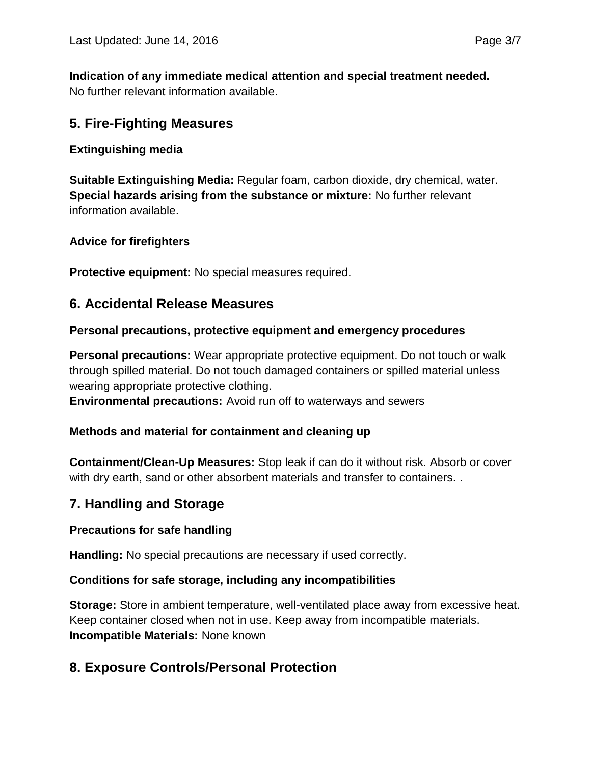**Indication of any immediate medical attention and special treatment needed.**
No further relevant information available.

## 5. Fire-Fighting Measures

### Extinguishing media

**Suitable Extinguishing Media:** Regular foam, carbon dioxide, dry chemical, water.
**Special hazards arising from the substance or mixture:** No further relevant information available.

### Advice for firefighters

**Protective equipment:** No special measures required.

## 6. Accidental Release Measures

### Personal precautions, protective equipment and emergency procedures

**Personal precautions:** Wear appropriate protective equipment. Do not touch or walk through spilled material. Do not touch damaged containers or spilled material unless wearing appropriate protective clothing.
**Environmental precautions:** Avoid run off to waterways and sewers

### Methods and material for containment and cleaning up

**Containment/Clean-Up Measures:** Stop leak if can do it without risk. Absorb or cover with dry earth, sand or other absorbent materials and transfer to containers. .

## 7. Handling and Storage

### Precautions for safe handling

**Handling:** No special precautions are necessary if used correctly.

### Conditions for safe storage, including any incompatibilities

**Storage:** Store in ambient temperature, well-ventilated place away from excessive heat. Keep container closed when not in use. Keep away from incompatible materials.
**Incompatible Materials:** None known

## 8. Exposure Controls/Personal Protection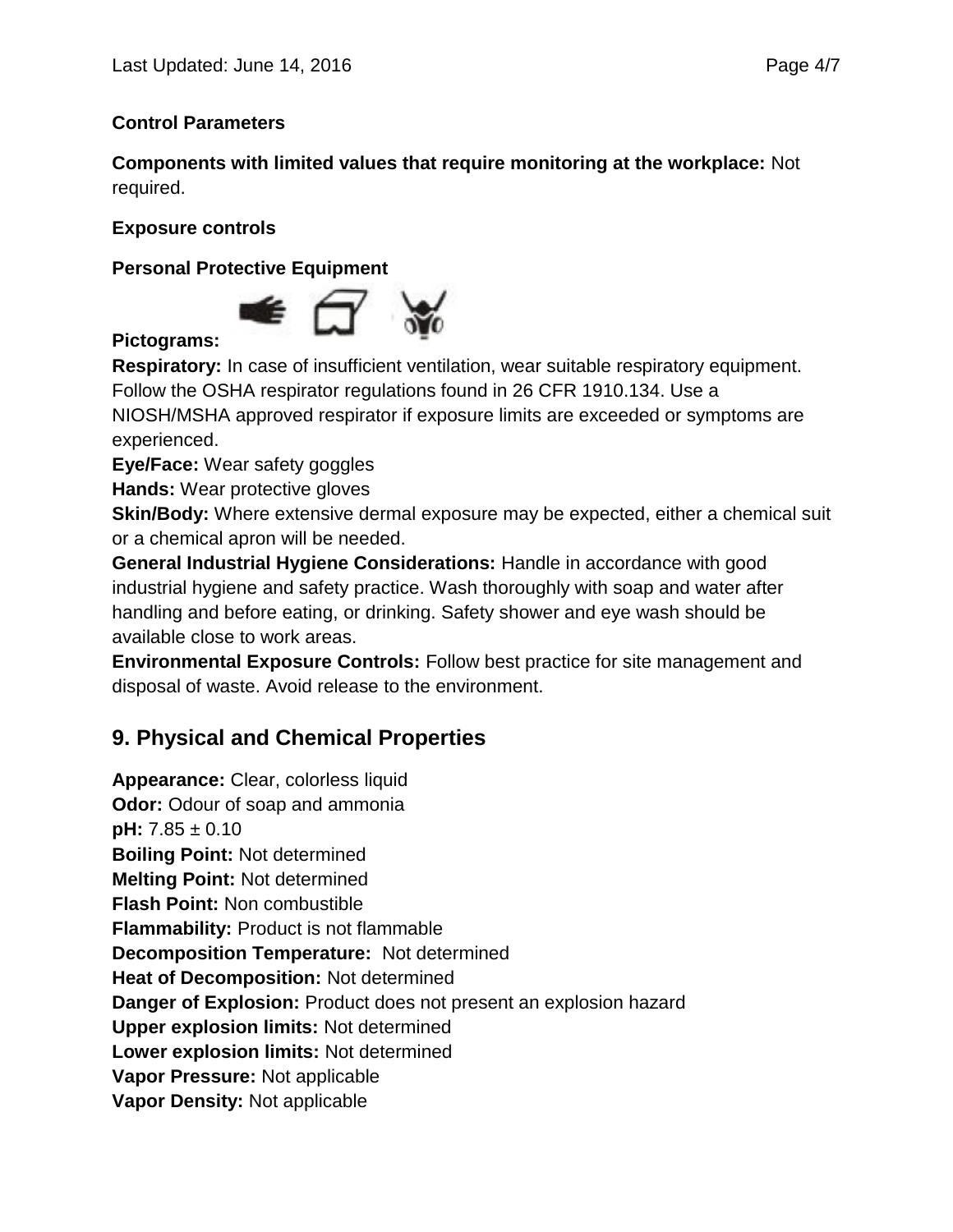**Control Parameters**

**Components with limited values that require monitoring at the workplace:** Not required.

**Exposure controls**

**Personal Protective Equipment**

**Pictograms:**

**Respiratory:** In case of insufficient ventilation, wear suitable respiratory equipment. Follow the OSHA respirator regulations found in 26 CFR 1910.134. Use a NIOSH/MSHA approved respirator if exposure limits are exceeded or symptoms are experienced.
**Eye/Face:** Wear safety goggles
**Hands:** Wear protective gloves
**Skin/Body:** Where extensive dermal exposure may be expected, either a chemical suit or a chemical apron will be needed.
**General Industrial Hygiene Considerations:** Handle in accordance with good industrial hygiene and safety practice. Wash thoroughly with soap and water after handling and before eating, or drinking. Safety shower and eye wash should be available close to work areas.
**Environmental Exposure Controls:** Follow best practice for site management and disposal of waste. Avoid release to the environment.

## 9. Physical and Chemical Properties

**Appearance:** Clear, colorless liquid
**Odor:** Odour of soap and ammonia
**pH:** 7.85 ± 0.10
**Boiling Point:** Not determined
**Melting Point:** Not determined
**Flash Point:** Non combustible
**Flammability:** Product is not flammable
**Decomposition Temperature:** Not determined
**Heat of Decomposition:** Not determined
**Danger of Explosion:** Product does not present an explosion hazard
**Upper explosion limits:** Not determined
**Lower explosion limits:** Not determined
**Vapor Pressure:** Not applicable
**Vapor Density:** Not applicable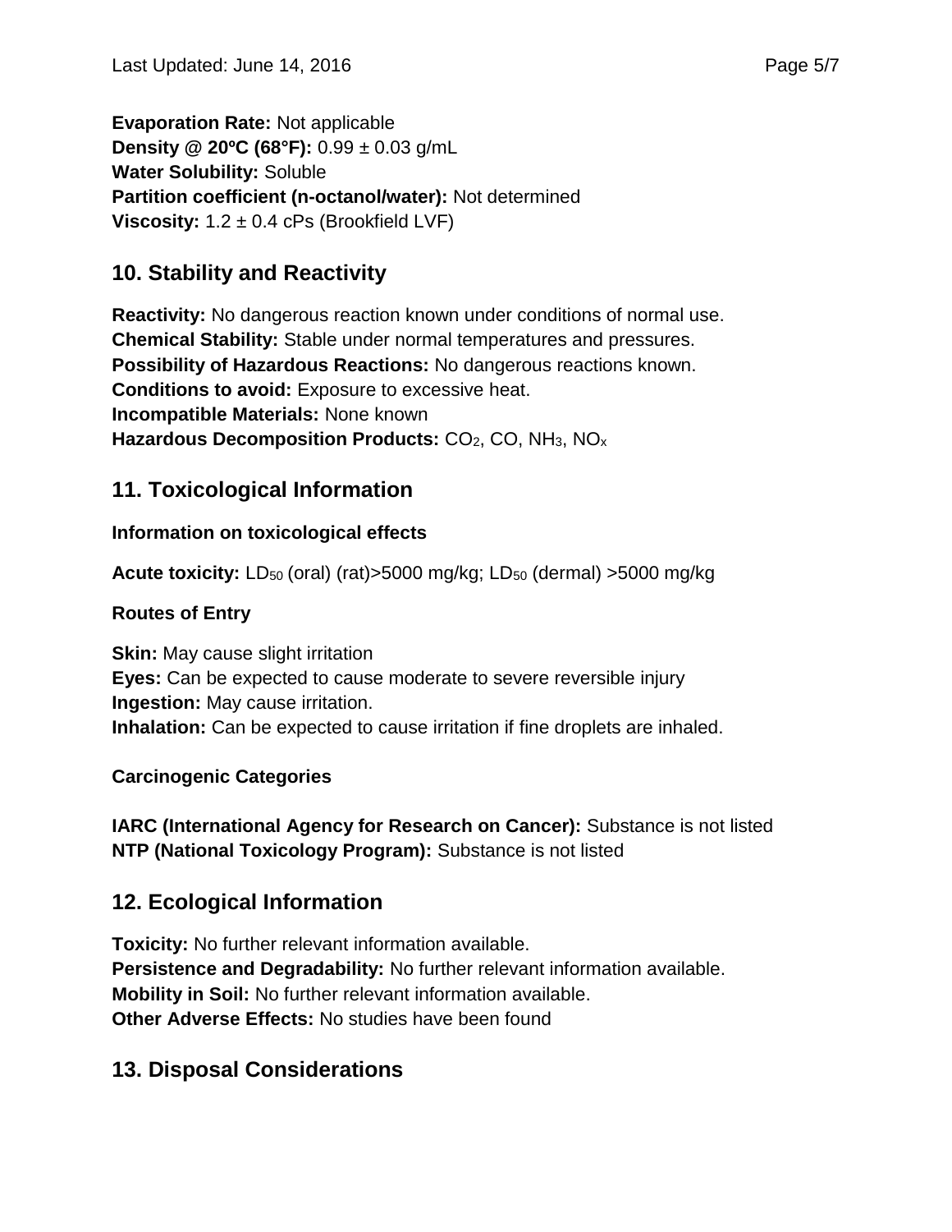**Evaporation Rate:** Not applicable
**Density @ 20ºC (68°F):** 0.99 ± 0.03 g/mL
**Water Solubility:** Soluble
**Partition coefficient (n-octanol/water):** Not determined
**Viscosity:** 1.2 ± 0.4 cPs (Brookfield LVF)

## 10. Stability and Reactivity

**Reactivity:** No dangerous reaction known under conditions of normal use.
**Chemical Stability:** Stable under normal temperatures and pressures.
**Possibility of Hazardous Reactions:** No dangerous reactions known.
**Conditions to avoid:** Exposure to excessive heat.
**Incompatible Materials:** None known
**Hazardous Decomposition Products:** $CO_2$, CO, $NH_3$, $NO_x$

## 11. Toxicological Information

**Information on toxicological effects**

**Acute toxicity:** $LD_{50}$ (oral) (rat)>5000 mg/kg; $LD_{50}$ (dermal) >5000 mg/kg

**Routes of Entry**

**Skin:** May cause slight irritation
**Eyes:** Can be expected to cause moderate to severe reversible injury
**Ingestion:** May cause irritation.
**Inhalation:** Can be expected to cause irritation if fine droplets are inhaled.

**Carcinogenic Categories**

**IARC (International Agency for Research on Cancer):** Substance is not listed
**NTP (National Toxicology Program):** Substance is not listed

## 12. Ecological Information

**Toxicity:** No further relevant information available.
**Persistence and Degradability:** No further relevant information available.
**Mobility in Soil:** No further relevant information available.
**Other Adverse Effects:** No studies have been found

## 13. Disposal Considerations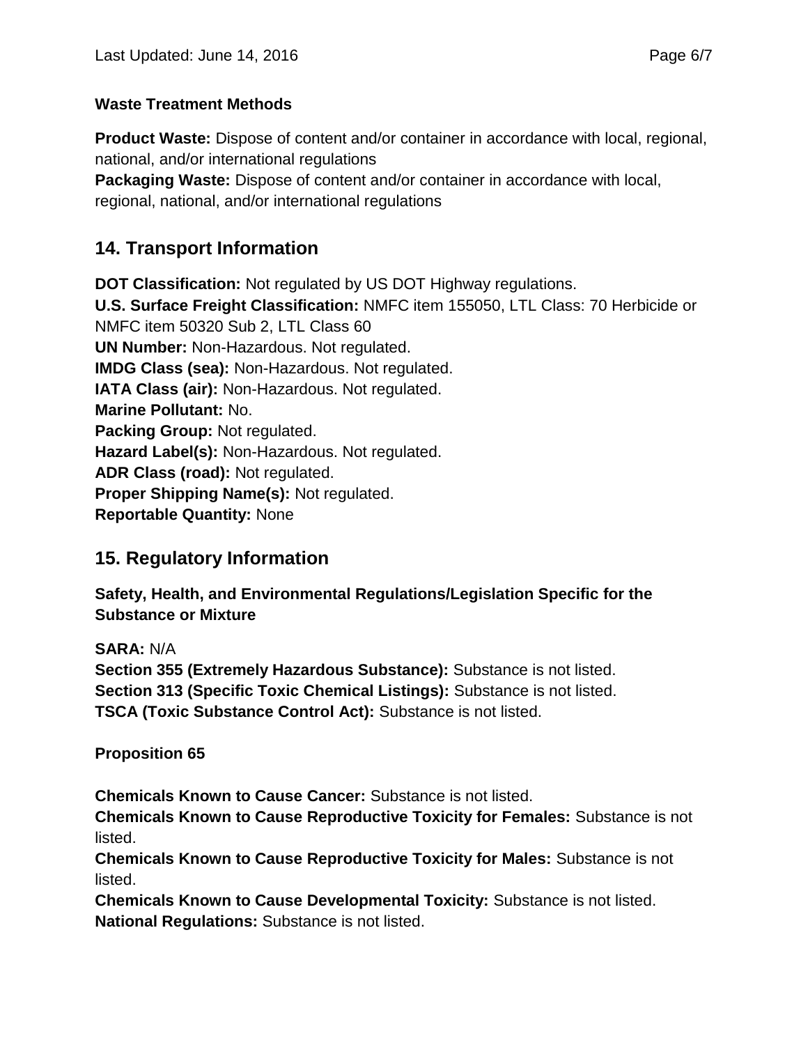**Waste Treatment Methods**

**Product Waste:** Dispose of content and/or container in accordance with local, regional, national, and/or international regulations
**Packaging Waste:** Dispose of content and/or container in accordance with local, regional, national, and/or international regulations

## 14. Transport Information

**DOT Classification:** Not regulated by US DOT Highway regulations.
**U.S. Surface Freight Classification:** NMFC item 155050, LTL Class: 70 Herbicide or NMFC item 50320 Sub 2, LTL Class 60
**UN Number:** Non-Hazardous. Not regulated.
**IMDG Class (sea):** Non-Hazardous. Not regulated.
**IATA Class (air):** Non-Hazardous. Not regulated.
**Marine Pollutant:** No.
**Packing Group:** Not regulated.
**Hazard Label(s):** Non-Hazardous. Not regulated.
**ADR Class (road):** Not regulated.
**Proper Shipping Name(s):** Not regulated.
**Reportable Quantity:** None

## 15. Regulatory Information

**Safety, Health, and Environmental Regulations/Legislation Specific for the Substance or Mixture**

**SARA:** N/A
**Section 355 (Extremely Hazardous Substance):** Substance is not listed.
**Section 313 (Specific Toxic Chemical Listings):** Substance is not listed.
**TSCA (Toxic Substance Control Act):** Substance is not listed.

**Proposition 65**

**Chemicals Known to Cause Cancer:** Substance is not listed.
**Chemicals Known to Cause Reproductive Toxicity for Females:** Substance is not listed.
**Chemicals Known to Cause Reproductive Toxicity for Males:** Substance is not listed.
**Chemicals Known to Cause Developmental Toxicity:** Substance is not listed.
**National Regulations:** Substance is not listed.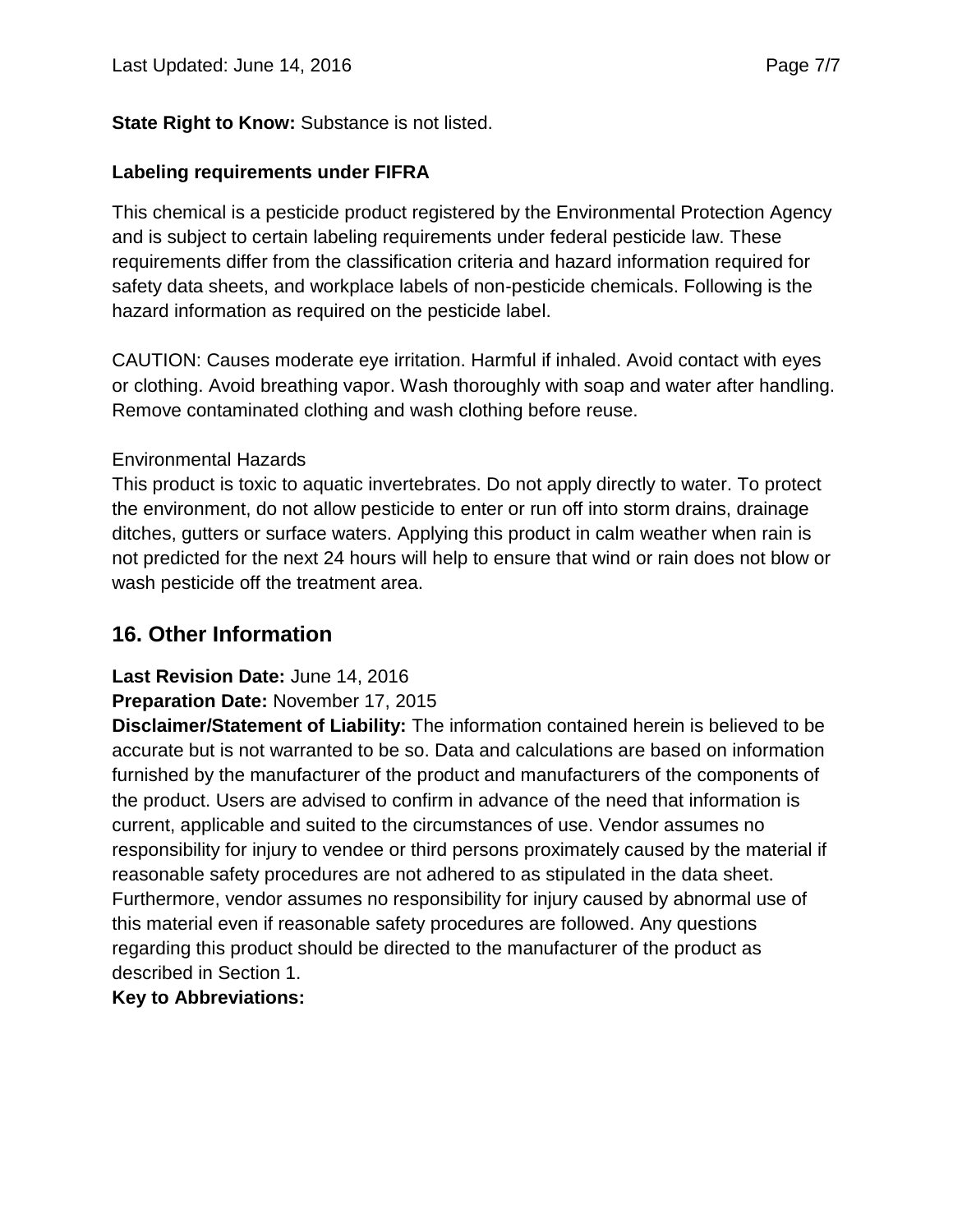**State Right to Know:** Substance is not listed.

**Labeling requirements under FIFRA**

This chemical is a pesticide product registered by the Environmental Protection Agency and is subject to certain labeling requirements under federal pesticide law. These requirements differ from the classification criteria and hazard information required for safety data sheets, and workplace labels of non-pesticide chemicals. Following is the hazard information as required on the pesticide label.

CAUTION: Causes moderate eye irritation. Harmful if inhaled. Avoid contact with eyes or clothing. Avoid breathing vapor. Wash thoroughly with soap and water after handling. Remove contaminated clothing and wash clothing before reuse.

Environmental Hazards
This product is toxic to aquatic invertebrates. Do not apply directly to water. To protect the environment, do not allow pesticide to enter or run off into storm drains, drainage ditches, gutters or surface waters. Applying this product in calm weather when rain is not predicted for the next 24 hours will help to ensure that wind or rain does not blow or wash pesticide off the treatment area.

## 16. Other Information

**Last Revision Date:** June 14, 2016
**Preparation Date:** November 17, 2015
**Disclaimer/Statement of Liability:** The information contained herein is believed to be accurate but is not warranted to be so. Data and calculations are based on information furnished by the manufacturer of the product and manufacturers of the components of the product. Users are advised to confirm in advance of the need that information is current, applicable and suited to the circumstances of use. Vendor assumes no responsibility for injury to vendee or third persons proximately caused by the material if reasonable safety procedures are not adhered to as stipulated in the data sheet. Furthermore, vendor assumes no responsibility for injury caused by abnormal use of this material even if reasonable safety procedures are followed. Any questions regarding this product should be directed to the manufacturer of the product as described in Section 1.
**Key to Abbreviations:**